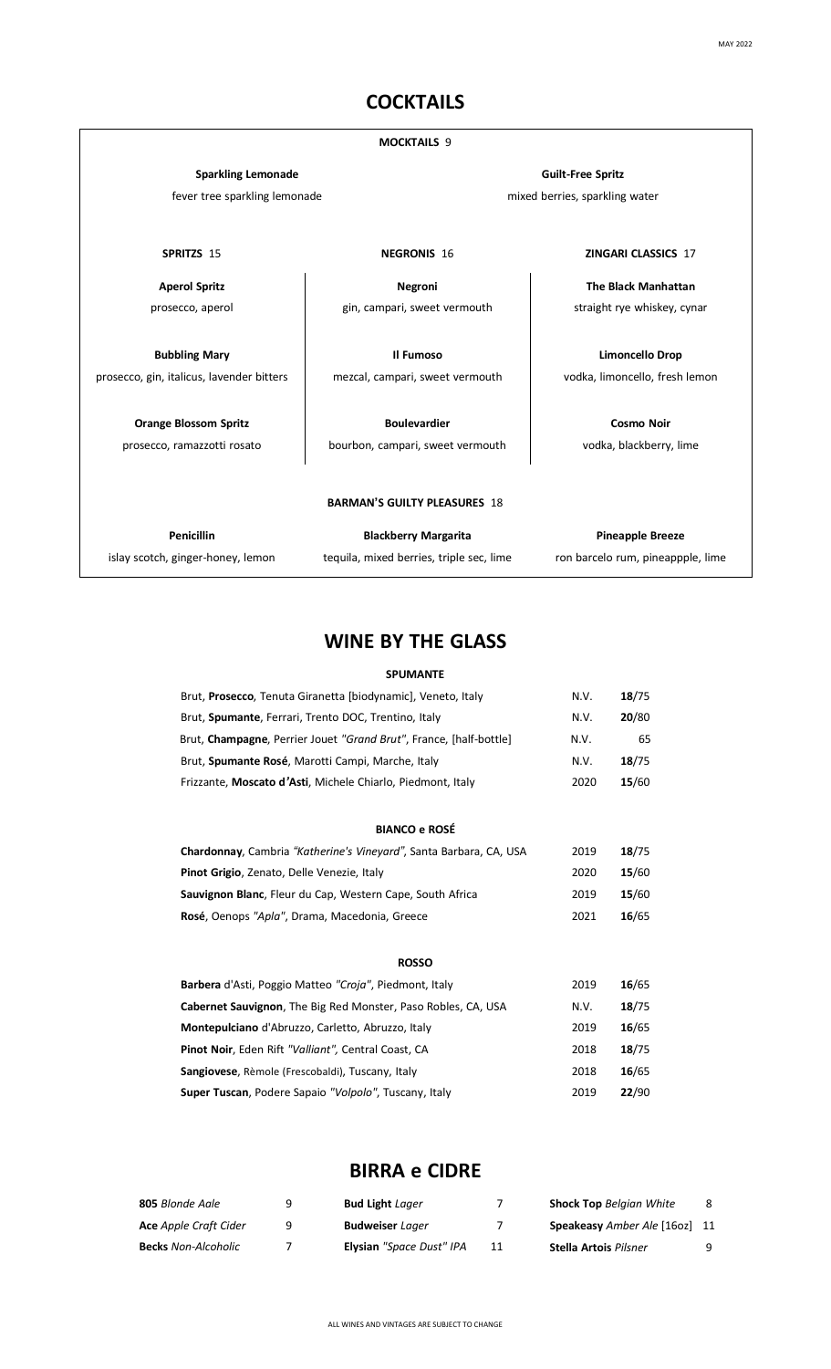MAY 2022

# COCKTAILS

### MOCKTAILS 9

**Sparkling Lemonade**
fever tree sparkling lemonade

**Guilt-Free Spritz**
mixed berries, sparkling water

### SPRITZS 15

**Aperol Spritz**
prosecco, aperol

**Bubbling Mary**
prosecco, gin, italicus, lavender bitters

**Orange Blossom Spritz**
prosecco, ramazzotti rosato

### NEGRONIS 16

**Negroni**
gin, campari, sweet vermouth

**Il Fumoso**
mezcal, campari, sweet vermouth

**Boulevardier**
bourbon, campari, sweet vermouth

### ZINGARI CLASSICS 17

**The Black Manhattan**
straight rye whiskey, cynar

**Limoncello Drop**
vodka, limoncello, fresh lemon

**Cosmo Noir**
vodka, blackberry, lime

### BARMAN'S GUILTY PLEASURES 18

**Penicillin**
islay scotch, ginger-honey, lemon

**Blackberry Margarita**
tequila, mixed berries, triple sec, lime

**Pineapple Breeze**
ron barcelo rum, pineappple, lime

# WINE BY THE GLASS

### SPUMANTE

| Wine | Vintage | Price |
|---|---|---|
| Brut, **Prosecco**, Tenuta Giranetta [biodynamic], Veneto, Italy | N.V. | **18**/75 |
| Brut, **Spumante**, Ferrari, Trento DOC, Trentino, Italy | N.V. | **20**/80 |
| Brut, **Champagne**, Perrier Jouet *"Grand Brut"*, France, [half-bottle] | N.V. | 65 |
| Brut, **Spumante Rosé**, Marotti Campi, Marche, Italy | N.V. | **18**/75 |
| Frizzante, **Moscato d'Asti**, Michele Chiarlo, Piedmont, Italy | 2020 | **15**/60 |

### BIANCO e ROSÉ

| Wine | Vintage | Price |
|---|---|---|
| **Chardonnay**, Cambria *"Katherine's Vineyard"*, Santa Barbara, CA, USA | 2019 | **18**/75 |
| **Pinot Grigio**, Zenato, Delle Venezie, Italy | 2020 | **15**/60 |
| **Sauvignon Blanc**, Fleur du Cap, Western Cape, South Africa | 2019 | **15**/60 |
| **Rosé**, Oenops *"Apla"*, Drama, Macedonia, Greece | 2021 | **16**/65 |

### ROSSO

| Wine | Vintage | Price |
|---|---|---|
| **Barbera** d'Asti, Poggio Matteo *"Croja"*, Piedmont, Italy | 2019 | **16**/65 |
| **Cabernet Sauvignon**, The Big Red Monster, Paso Robles, CA, USA | N.V. | **18**/75 |
| **Montepulciano** d'Abruzzo, Carletto, Abruzzo, Italy | 2019 | **16**/65 |
| **Pinot Noir**, Eden Rift *"Valliant"*, Central Coast, CA | 2018 | **18**/75 |
| **Sangiovese**, Rèmole (Frescobaldi), Tuscany, Italy | 2018 | **16**/65 |
| **Super Tuscan**, Podere Sapaio *"Volpolo"*, Tuscany, Italy | 2019 | **22**/90 |

# BIRRA e CIDRE

| Beer | Price | Beer | Price | Beer | Price |
|---|---|---|---|---|---|
| **805** *Blonde Aale* | 9 | **Bud Light** *Lager* | 7 | **Shock Top** *Belgian White* | 8 |
| **Ace** *Apple Craft Cider* | 9 | **Budweiser** *Lager* | 7 | **Speakeasy** *Amber Ale* [16oz] | 11 |
| **Becks** *Non-Alcoholic* | 7 | **Elysian** *"Space Dust" IPA* | 11 | **Stella Artois** *Pilsner* | 9 |

ALL WINES AND VINTAGES ARE SUBJECT TO CHANGE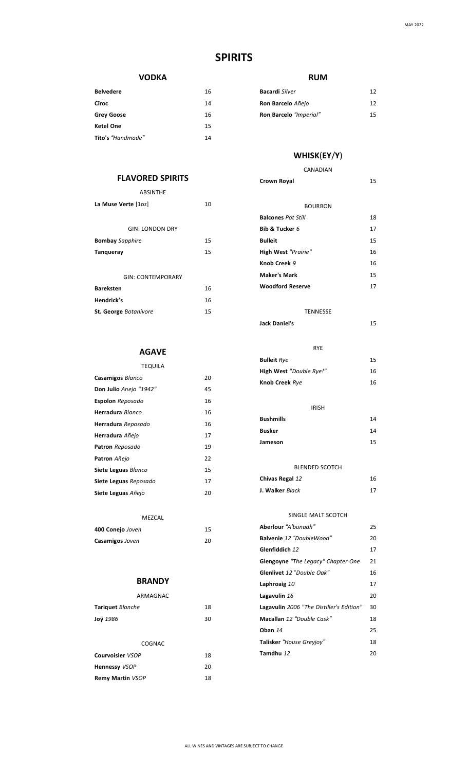# SPIRITS

## VODKA

| | |
|---|---|
| **Belvedere** | 16 |
| **Cîroc** | 14 |
| **Grey Goose** | 16 |
| **Ketel One** | 15 |
| **Tito's** *"Handmade"* | 14 |

## FLAVORED SPIRITS

### ABSINTHE

| | |
|---|---|
| **La Muse Verte** [1oz] | 10 |

### GIN: LONDON DRY

| | |
|---|---|
| **Bombay** *Sapphire* | 15 |
| **Tanqueray** | 15 |

### GIN: CONTEMPORARY

| | |
|---|---|
| **Bareksten** | 16 |
| **Hendrick's** | 16 |
| **St. George** *Botanivore* | 15 |

## AGAVE

### TEQUILA

| | |
|---|---|
| **Casamigos** *Blanco* | 20 |
| **Don Julio** *Anejo "1942"* | 45 |
| **Espolon** *Reposado* | 16 |
| **Herradura** *Blanco* | 16 |
| **Herradura** *Reposado* | 16 |
| **Herradura** *Añejo* | 17 |
| **Patron** *Reposado* | 19 |
| **Patron** *Añejo* | 22 |
| **Siete Leguas** *Blanco* | 15 |
| **Siete Leguas** *Reposado* | 17 |
| **Siete Leguas** *Añejo* | 20 |

### MEZCAL

| | |
|---|---|
| **400 Conejo** *Joven* | 15 |
| **Casamigos** *Joven* | 20 |

## BRANDY

### ARMAGNAC

| | |
|---|---|
| **Tariquet** *Blanche* | 18 |
| **Joÿ** *1986* | 30 |

### COGNAC

| | |
|---|---|
| **Courvoisier** *VSOP* | 18 |
| **Hennessy** *VSOP* | 20 |
| **Remy Martin** *VSOP* | 18 |

## RUM

| | |
|---|---|
| **Bacardi** *Silver* | 12 |
| **Ron Barcelo** *Añejo* | 12 |
| **Ron Barcelo** *"Imperial"* | 15 |

## WHISK(EY/Y)

### CANADIAN

| | |
|---|---|
| **Crown Royal** | 15 |

### BOURBON

| | |
|---|---|
| **Balcones** *Pot Still* | 18 |
| **Bib & Tucker** *6* | 17 |
| **Bulleit** | 15 |
| **High West** *"Prairie"* | 16 |
| **Knob Creek** *9* | 16 |
| **Maker's Mark** | 15 |
| **Woodford Reserve** | 17 |

### TENNESSE

| | |
|---|---|
| **Jack Daniel's** | 15 |

### RYE

| | |
|---|---|
| **Bulleit** *Rye* | 15 |
| **High West** *"Double Rye!"* | 16 |
| **Knob Creek** *Rye* | 16 |

### IRISH

| | |
|---|---|
| **Bushmills** | 14 |
| **Busker** | 14 |
| **Jameson** | 15 |

### BLENDED SCOTCH

| | |
|---|---|
| **Chivas Regal** *12* | 16 |
| **J. Walker** *Black* | 17 |

### SINGLE MALT SCOTCH

| | |
|---|---|
| **Aberlour** *"A'bunadh"* | 25 |
| **Balvenie** *12 "DoubleWood"* | 20 |
| **Glenfiddich** *12* | 17 |
| **Glengoyne** *"The Legacy" Chapter One* | 21 |
| **Glenlivet** *12 "Double Oak"* | 16 |
| **Laphroaig** *10* | 17 |
| **Lagavulin** *16* | 20 |
| **Lagavulin** *2006 "The Distiller's Edition"* | 30 |
| **Macallan** *12 "Double Cask"* | 18 |
| **Oban** *14* | 25 |
| **Talisker** *"House Greyjoy"* | 18 |
| **Tamdhu** *12* | 20 |

ALL WINES AND VINTAGES ARE SUBJECT TO CHANGE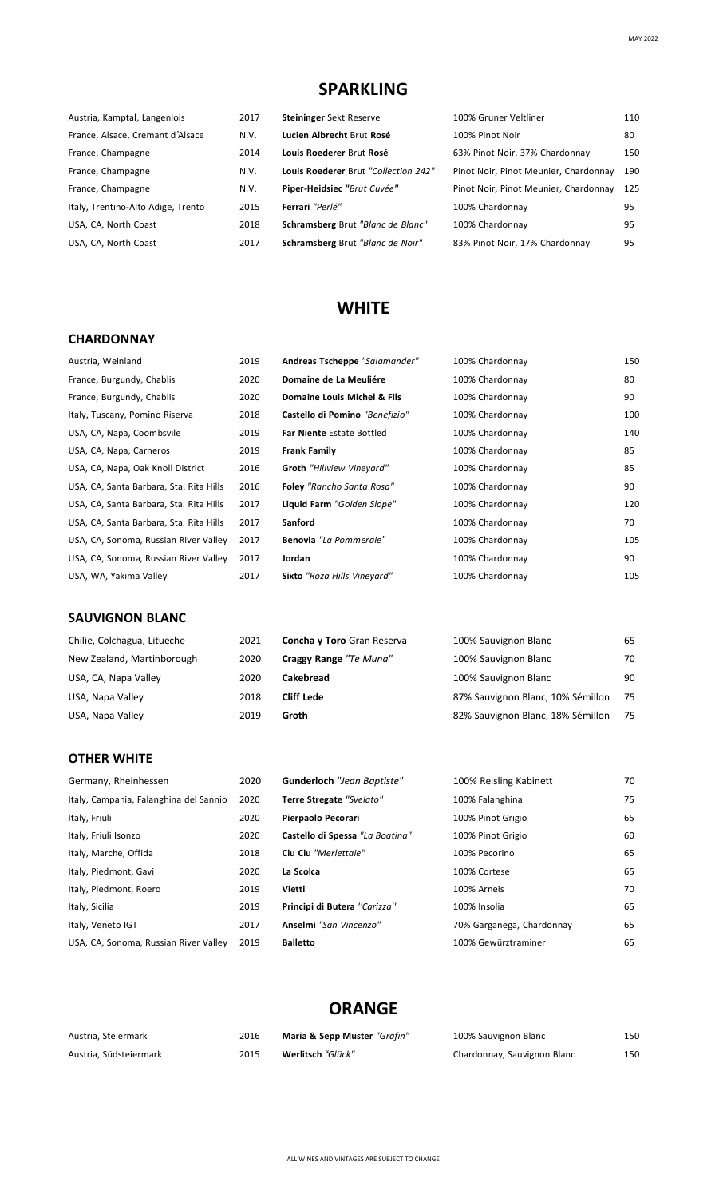MAY 2022

# SPARKLING

| Region | Vintage | Producer | Grapes | Price |
|---|---|---|---|---|
| Austria, Kamptal, Langenlois | 2017 | **Steininger** Sekt Reserve | 100% Gruner Veltliner | 110 |
| France, Alsace, Cremant d'Alsace | N.V. | **Lucien Albrecht** Brut **Rosé** | 100% Pinot Noir | 80 |
| France, Champagne | 2014 | **Louis Roederer** Brut **Rosé** | 63% Pinot Noir, 37% Chardonnay | 150 |
| France, Champagne | N.V. | **Louis Roederer** Brut *"Collection 242"* | Pinot Noir, Pinot Meunier, Chardonnay | 190 |
| France, Champagne | N.V. | **Piper-Heidsiec** *"Brut Cuvée"* | Pinot Noir, Pinot Meunier, Chardonnay | 125 |
| Italy, Trentino-Alto Adige, Trento | 2015 | **Ferrari** *"Perlé"* | 100% Chardonnay | 95 |
| USA, CA, North Coast | 2018 | **Schramsberg** Brut *"Blanc de Blanc"* | 100% Chardonnay | 95 |
| USA, CA, North Coast | 2017 | **Schramsberg** Brut *"Blanc de Noir"* | 83% Pinot Noir, 17% Chardonnay | 95 |

# WHITE

## CHARDONNAY

| Region | Vintage | Producer | Grapes | Price |
|---|---|---|---|---|
| Austria, Weinland | 2019 | **Andreas Tscheppe** *"Salamander"* | 100% Chardonnay | 150 |
| France, Burgundy, Chablis | 2020 | **Domaine de La Meuliére** | 100% Chardonnay | 80 |
| France, Burgundy, Chablis | 2020 | **Domaine Louis Michel & Fils** | 100% Chardonnay | 90 |
| Italy, Tuscany, Pomino Riserva | 2018 | **Castello di Pomino** *"Benefizio"* | 100% Chardonnay | 100 |
| USA, CA, Napa, Coombsvile | 2019 | **Far Niente** Estate Bottled | 100% Chardonnay | 140 |
| USA, CA, Napa, Carneros | 2019 | **Frank Family** | 100% Chardonnay | 85 |
| USA, CA, Napa, Oak Knoll District | 2016 | **Groth** *"Hillview Vineyard"* | 100% Chardonnay | 85 |
| USA, CA, Santa Barbara, Sta. Rita Hills | 2016 | **Foley** *"Rancho Santa Rosa"* | 100% Chardonnay | 90 |
| USA, CA, Santa Barbara, Sta. Rita Hills | 2017 | **Liquid Farm** *"Golden Slope"* | 100% Chardonnay | 120 |
| USA, CA, Santa Barbara, Sta. Rita Hills | 2017 | **Sanford** | 100% Chardonnay | 70 |
| USA, CA, Sonoma, Russian River Valley | 2017 | **Benovia** *"La Pommeraie"* | 100% Chardonnay | 105 |
| USA, CA, Sonoma, Russian River Valley | 2017 | **Jordan** | 100% Chardonnay | 90 |
| USA, WA, Yakima Valley | 2017 | **Sixto** *"Roza Hills Vineyard"* | 100% Chardonnay | 105 |

## SAUVIGNON BLANC

| Region | Vintage | Producer | Grapes | Price |
|---|---|---|---|---|
| Chilie, Colchagua, Litueche | 2021 | **Concha y Toro** Gran Reserva | 100% Sauvignon Blanc | 65 |
| New Zealand, Martinborough | 2020 | **Craggy Range** *"Te Muna"* | 100% Sauvignon Blanc | 70 |
| USA, CA, Napa Valley | 2020 | **Cakebread** | 100% Sauvignon Blanc | 90 |
| USA, Napa Valley | 2018 | **Cliff Lede** | 87% Sauvignon Blanc, 10% Sémillon | 75 |
| USA, Napa Valley | 2019 | **Groth** | 82% Sauvignon Blanc, 18% Sémillon | 75 |

## OTHER WHITE

| Region | Vintage | Producer | Grapes | Price |
|---|---|---|---|---|
| Germany, Rheinhessen | 2020 | **Gunderloch** *"Jean Baptiste"* | 100% Reisling Kabinett | 70 |
| Italy, Campania, Falanghina del Sannio | 2020 | **Terre Stregate** *"Svelato"* | 100% Falanghina | 75 |
| Italy, Friuli | 2020 | **Pierpaolo Pecorari** | 100% Pinot Grigio | 65 |
| Italy, Friuli Isonzo | 2020 | **Castello di Spessa** *"La Boatina"* | 100% Pinot Grigio | 60 |
| Italy, Marche, Offida | 2018 | **Ciu Ciu** *"Merlettaie"* | 100% Pecorino | 65 |
| Italy, Piedmont, Gavi | 2020 | **La Scolca** | 100% Cortese | 65 |
| Italy, Piedmont, Roero | 2019 | **Vietti** | 100% Arneis | 70 |
| Italy, Sicilia | 2019 | **Principi di Butera** *''Carizza''* | 100% Insolia | 65 |
| Italy, Veneto IGT | 2017 | **Anselmi** *"San Vincenzo"* | 70% Garganega, Chardonnay | 65 |
| USA, CA, Sonoma, Russian River Valley | 2019 | **Balletto** | 100% Gewürztraminer | 65 |

# ORANGE

| Region | Vintage | Producer | Grapes | Price |
|---|---|---|---|---|
| Austria, Steiermark | 2016 | **Maria & Sepp Muster** *"Gräfin"* | 100% Sauvignon Blanc | 150 |
| Austria, Südsteiermark | 2015 | **Werlitsch** *"Glück"* | Chardonnay, Sauvignon Blanc | 150 |

ALL WINES AND VINTAGES ARE SUBJECT TO CHANGE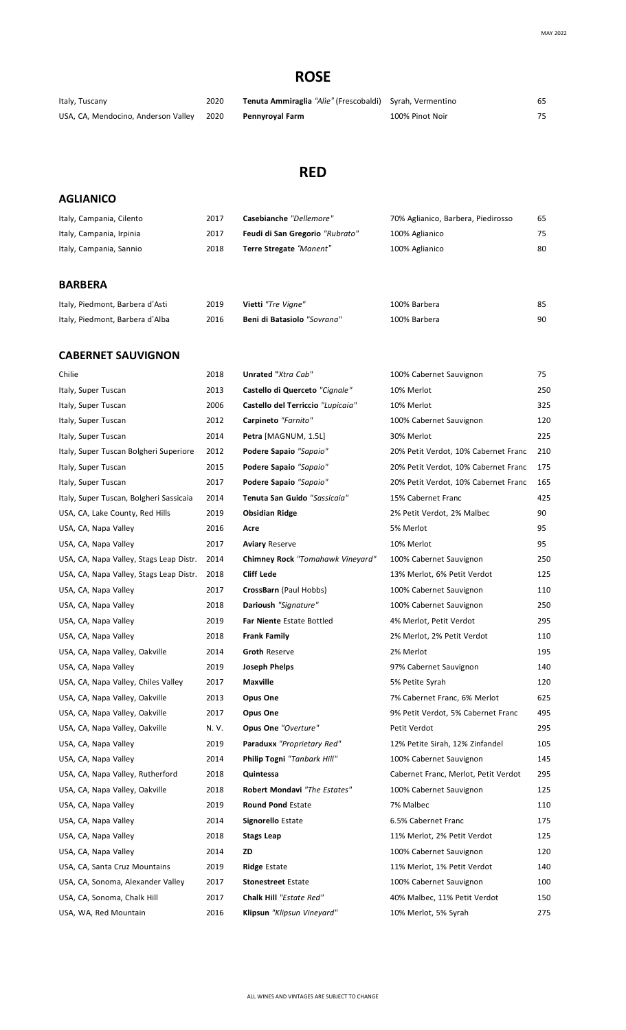# ROSE

| | | | | |
|---|---|---|---|---|
| Italy, Tuscany | 2020 | **Tenuta Ammiraglia** *"Alie"* (Frescobaldi) | Syrah, Vermentino | 65 |
| USA, CA, Mendocino, Anderson Valley | 2020 | **Pennyroyal Farm** | 100% Pinot Noir | 75 |

# RED

## AGLIANICO

| | | | | |
|---|---|---|---|---|
| Italy, Campania, Cilento | 2017 | **Casebianche** *"Dellemore"* | 70% Aglianico, Barbera, Piedirosso | 65 |
| Italy, Campania, Irpinia | 2017 | **Feudi di San Gregorio** *"Rubrato"* | 100% Aglianico | 75 |
| Italy, Campania, Sannio | 2018 | **Terre Stregate** *"Manent"* | 100% Aglianico | 80 |

## BARBERA

| | | | | |
|---|---|---|---|---|
| Italy, Piedmont, Barbera d'Asti | 2019 | **Vietti** *"Tre Vigne"* | 100% Barbera | 85 |
| Italy, Piedmont, Barbera d'Alba | 2016 | **Beni di Batasiolo** *"Sovrana"* | 100% Barbera | 90 |

## CABERNET SAUVIGNON

| | | | | |
|---|---|---|---|---|
| Chilie | 2018 | **Unrated** *"Xtra Cab"* | 100% Cabernet Sauvignon | 75 |
| Italy, Super Tuscan | 2013 | **Castello di Querceto** *"Cignale"* | 10% Merlot | 250 |
| Italy, Super Tuscan | 2006 | **Castello del Terriccio** *"Lupicaia"* | 10% Merlot | 325 |
| Italy, Super Tuscan | 2012 | **Carpineto** *"Farnito"* | 100% Cabernet Sauvignon | 120 |
| Italy, Super Tuscan | 2014 | **Petra** [MAGNUM, 1.5L] | 30% Merlot | 225 |
| Italy, Super Tuscan Bolgheri Superiore | 2012 | **Podere Sapaio** *"Sapaio"* | 20% Petit Verdot, 10% Cabernet Franc | 210 |
| Italy, Super Tuscan | 2015 | **Podere Sapaio** *"Sapaio"* | 20% Petit Verdot, 10% Cabernet Franc | 175 |
| Italy, Super Tuscan | 2017 | **Podere Sapaio** *"Sapaio"* | 20% Petit Verdot, 10% Cabernet Franc | 165 |
| Italy, Super Tuscan, Bolgheri Sassicaia | 2014 | **Tenuta San Guido** *"Sassicaia"* | 15% Cabernet Franc | 425 |
| USA, CA, Lake County, Red Hills | 2019 | **Obsidian Ridge** | 2% Petit Verdot, 2% Malbec | 90 |
| USA, CA, Napa Valley | 2016 | **Acre** | 5% Merlot | 95 |
| USA, CA, Napa Valley | 2017 | **Aviary** Reserve | 10% Merlot | 95 |
| USA, CA, Napa Valley, Stags Leap Distr. | 2014 | **Chimney Rock** *"Tomahawk Vineyard"* | 100% Cabernet Sauvignon | 250 |
| USA, CA, Napa Valley, Stags Leap Distr. | 2018 | **Cliff Lede** | 13% Merlot, 6% Petit Verdot | 125 |
| USA, CA, Napa Valley | 2017 | **CrossBarn** (Paul Hobbs) | 100% Cabernet Sauvignon | 110 |
| USA, CA, Napa Valley | 2018 | **Darioush** *"Signature"* | 100% Cabernet Sauvignon | 250 |
| USA, CA, Napa Valley | 2019 | **Far Niente** Estate Bottled | 4% Merlot, Petit Verdot | 295 |
| USA, CA, Napa Valley | 2018 | **Frank Family** | 2% Merlot, 2% Petit Verdot | 110 |
| USA, CA, Napa Valley, Oakville | 2014 | **Groth** Reserve | 2% Merlot | 195 |
| USA, CA, Napa Valley | 2019 | **Joseph Phelps** | 97% Cabernet Sauvignon | 140 |
| USA, CA, Napa Valley, Chiles Valley | 2017 | **Maxville** | 5% Petite Syrah | 120 |
| USA, CA, Napa Valley, Oakville | 2013 | **Opus One** | 7% Cabernet Franc, 6% Merlot | 625 |
| USA, CA, Napa Valley, Oakville | 2017 | **Opus One** | 9% Petit Verdot, 5% Cabernet Franc | 495 |
| USA, CA, Napa Valley, Oakville | N. V. | **Opus One** *"Overture"* | Petit Verdot | 295 |
| USA, CA, Napa Valley | 2019 | **Paraduxx** *"Proprietary Red"* | 12% Petite Sirah, 12% Zinfandel | 105 |
| USA, CA, Napa Valley | 2014 | **Philip Togni** *"Tanbark Hill"* | 100% Cabernet Sauvignon | 145 |
| USA, CA, Napa Valley, Rutherford | 2018 | **Quintessa** | Cabernet Franc, Merlot, Petit Verdot | 295 |
| USA, CA, Napa Valley, Oakville | 2018 | **Robert Mondavi** *"The Estates"* | 100% Cabernet Sauvignon | 125 |
| USA, CA, Napa Valley | 2019 | **Round Pond** Estate | 7% Malbec | 110 |
| USA, CA, Napa Valley | 2014 | **Signorello** Estate | 6.5% Cabernet Franc | 175 |
| USA, CA, Napa Valley | 2018 | **Stags Leap** | 11% Merlot, 2% Petit Verdot | 125 |
| USA, CA, Napa Valley | 2014 | **ZD** | 100% Cabernet Sauvignon | 120 |
| USA, CA, Santa Cruz Mountains | 2019 | **Ridge** Estate | 11% Merlot, 1% Petit Verdot | 140 |
| USA, CA, Sonoma, Alexander Valley | 2017 | **Stonestreet** Estate | 100% Cabernet Sauvignon | 100 |
| USA, CA, Sonoma, Chalk Hill | 2017 | **Chalk Hill** *"Estate Red"* | 40% Malbec, 11% Petit Verdot | 150 |
| USA, WA, Red Mountain | 2016 | **Klipsun** *"Klipsun Vineyard"* | 10% Merlot, 5% Syrah | 275 |

ALL WINES AND VINTAGES ARE SUBJECT TO CHANGE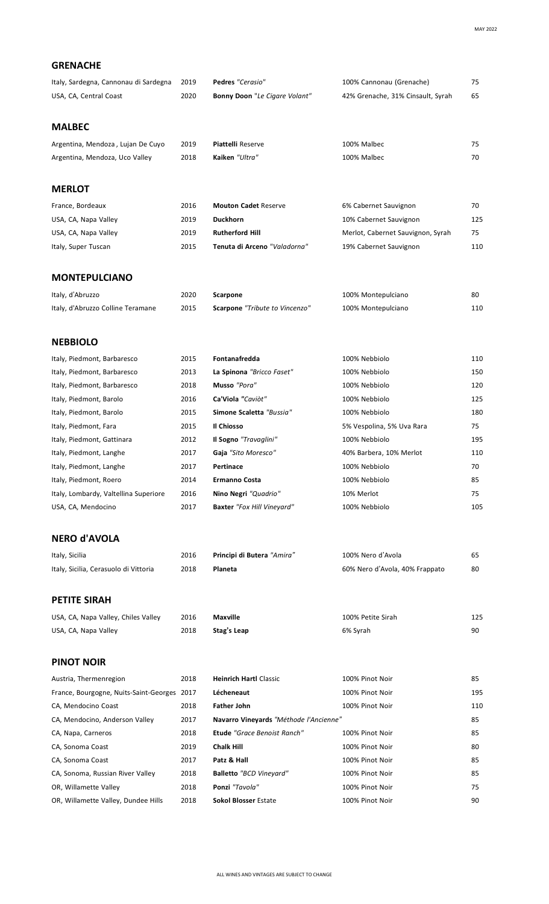## GRENACHE

| Region | Vintage | Producer | Grapes | Price |
|---|---|---|---|---|
| Italy, Sardegna, Cannonau di Sardegna | 2019 | **Pedres** *"Cerasio"* | 100% Cannonau (Grenache) | 75 |
| USA, CA, Central Coast | 2020 | **Bonny Doon** *"Le Cigare Volant"* | 42% Grenache, 31% Cinsault, Syrah | 65 |

## MALBEC

| Region | Vintage | Producer | Grapes | Price |
|---|---|---|---|---|
| Argentina, Mendoza , Lujan De Cuyo | 2019 | **Piattelli** Reserve | 100% Malbec | 75 |
| Argentina, Mendoza, Uco Valley | 2018 | **Kaiken** *"Ultra"* | 100% Malbec | 70 |

## MERLOT

| Region | Vintage | Producer | Grapes | Price |
|---|---|---|---|---|
| France, Bordeaux | 2016 | **Mouton Cadet** Reserve | 6% Cabernet Sauvignon | 70 |
| USA, CA, Napa Valley | 2019 | **Duckhorn** | 10% Cabernet Sauvignon | 125 |
| USA, CA, Napa Valley | 2019 | **Rutherford Hill** | Merlot, Cabernet Sauvignon, Syrah | 75 |
| Italy, Super Tuscan | 2015 | **Tenuta di Arceno** *"Valadorna"* | 19% Cabernet Sauvignon | 110 |

## MONTEPULCIANO

| Region | Vintage | Producer | Grapes | Price |
|---|---|---|---|---|
| Italy, d'Abruzzo | 2020 | **Scarpone** | 100% Montepulciano | 80 |
| Italy, d'Abruzzo Colline Teramane | 2015 | **Scarpone** *"Tribute to Vincenzo"* | 100% Montepulciano | 110 |

## NEBBIOLO

| Region | Vintage | Producer | Grapes | Price |
|---|---|---|---|---|
| Italy, Piedmont, Barbaresco | 2015 | **Fontanafredda** | 100% Nebbiolo | 110 |
| Italy, Piedmont, Barbaresco | 2013 | **La Spinona** *"Bricco Faset"* | 100% Nebbiolo | 150 |
| Italy, Piedmont, Barbaresco | 2018 | **Musso** *"Pora"* | 100% Nebbiolo | 120 |
| Italy, Piedmont, Barolo | 2016 | **Ca'Viola** *"Caviòt"* | 100% Nebbiolo | 125 |
| Italy, Piedmont, Barolo | 2015 | **Simone Scaletta** *"Bussia"* | 100% Nebbiolo | 180 |
| Italy, Piedmont, Fara | 2015 | **Il Chiosso** | 5% Vespolina, 5% Uva Rara | 75 |
| Italy, Piedmont, Gattinara | 2012 | **Il Sogno** *"Travaglini"* | 100% Nebbiolo | 195 |
| Italy, Piedmont, Langhe | 2017 | **Gaja** *"Sito Moresco"* | 40% Barbera, 10% Merlot | 110 |
| Italy, Piedmont, Langhe | 2017 | **Pertinace** | 100% Nebbiolo | 70 |
| Italy, Piedmont, Roero | 2014 | **Ermanno Costa** | 100% Nebbiolo | 85 |
| Italy, Lombardy, Valtellina Superiore | 2016 | **Nino Negri** *"Quadrio"* | 10% Merlot | 75 |
| USA, CA, Mendocino | 2017 | **Baxter** *"Fox Hill Vineyard"* | 100% Nebbiolo | 105 |

## NERO d'AVOLA

| Region | Vintage | Producer | Grapes | Price |
|---|---|---|---|---|
| Italy, Sicilia | 2016 | **Principi di Butera** *"Amira"* | 100% Nero d'Avola | 65 |
| Italy, Sicilia, Cerasuolo di Vittoria | 2018 | **Planeta** | 60% Nero d'Avola, 40% Frappato | 80 |

## PETITE SIRAH

| Region | Vintage | Producer | Grapes | Price |
|---|---|---|---|---|
| USA, CA, Napa Valley, Chiles Valley | 2016 | **Maxville** | 100% Petite Sirah | 125 |
| USA, CA, Napa Valley | 2018 | **Stag's Leap** | 6% Syrah | 90 |

## PINOT NOIR

| Region | Vintage | Producer | Grapes | Price |
|---|---|---|---|---|
| Austria, Thermenregion | 2018 | **Heinrich Hartl** Classic | 100% Pinot Noir | 85 |
| France, Bourgogne, Nuits-Saint-Georges | 2017 | **Lécheneaut** | 100% Pinot Noir | 195 |
| CA, Mendocino Coast | 2018 | **Father John** | 100% Pinot Noir | 110 |
| CA, Mendocino, Anderson Valley | 2017 | **Navarro Vineyards** *"Méthode l'Ancienne"* | | 85 |
| CA, Napa, Carneros | 2018 | **Etude** *"Grace Benoist Ranch"* | 100% Pinot Noir | 85 |
| CA, Sonoma Coast | 2019 | **Chalk Hill** | 100% Pinot Noir | 80 |
| CA, Sonoma Coast | 2017 | **Patz & Hall** | 100% Pinot Noir | 85 |
| CA, Sonoma, Russian River Valley | 2018 | **Balletto** *"BCD Vineyard"* | 100% Pinot Noir | 85 |
| OR, Willamette Valley | 2018 | **Ponzi** *"Tavola"* | 100% Pinot Noir | 75 |
| OR, Willamette Valley, Dundee Hills | 2018 | **Sokol Blosser** Estate | 100% Pinot Noir | 90 |

ALL WINES AND VINTAGES ARE SUBJECT TO CHANGE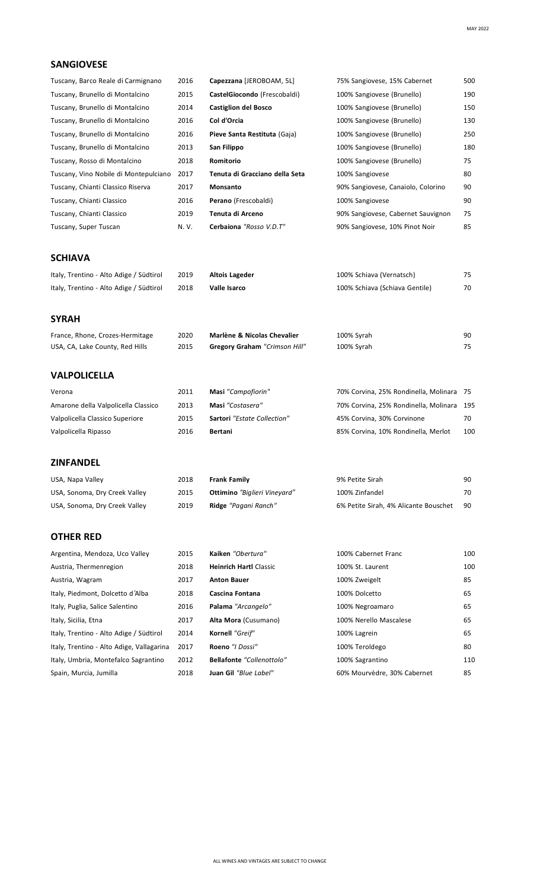## SANGIOVESE

| | | | | |
|---|---|---|---|---|
| Tuscany, Barco Reale di Carmignano | 2016 | **Capezzana** [JEROBOAM, 5L] | 75% Sangiovese, 15% Cabernet | 500 |
| Tuscany, Brunello di Montalcino | 2015 | **CastelGiocondo** (Frescobaldi) | 100% Sangiovese (Brunello) | 190 |
| Tuscany, Brunello di Montalcino | 2014 | **Castiglion del Bosco** | 100% Sangiovese (Brunello) | 150 |
| Tuscany, Brunello di Montalcino | 2016 | **Col d'Orcia** | 100% Sangiovese (Brunello) | 130 |
| Tuscany, Brunello di Montalcino | 2016 | **Pieve Santa Restituta** (Gaja) | 100% Sangiovese (Brunello) | 250 |
| Tuscany, Brunello di Montalcino | 2013 | **San Filippo** | 100% Sangiovese (Brunello) | 180 |
| Tuscany, Rosso di Montalcino | 2018 | **Romitorio** | 100% Sangiovese (Brunello) | 75 |
| Tuscany, Vino Nobile di Montepulciano | 2017 | **Tenuta di Gracciano della Seta** | 100% Sangiovese | 80 |
| Tuscany, Chianti Classico Riserva | 2017 | **Monsanto** | 90% Sangiovese, Canaiolo, Colorino | 90 |
| Tuscany, Chianti Classico | 2016 | **Perano** (Frescobaldi) | 100% Sangiovese | 90 |
| Tuscany, Chianti Classico | 2019 | **Tenuta di Arceno** | 90% Sangiovese, Cabernet Sauvignon | 75 |
| Tuscany, Super Tuscan | N. V. | **Cerbaiona** *"Rosso V.D.T"* | 90% Sangiovese, 10% Pinot Noir | 85 |

## SCHIAVA

| | | | | |
|---|---|---|---|---|
| Italy, Trentino - Alto Adige / Südtirol | 2019 | **Altois Lageder** | 100% Schiava (Vernatsch) | 75 |
| Italy, Trentino - Alto Adige / Südtirol | 2018 | **Valle Isarco** | 100% Schiava (Schiava Gentile) | 70 |

## SYRAH

| | | | | |
|---|---|---|---|---|
| France, Rhone, Crozes-Hermitage | 2020 | **Marlène & Nicolas Chevalier** | 100% Syrah | 90 |
| USA, CA, Lake County, Red Hills | 2015 | **Gregory Graham** *"Crimson Hill"* | 100% Syrah | 75 |

## VALPOLICELLA

| | | | | |
|---|---|---|---|---|
| Verona | 2011 | **Masi** *"Campofiorin"* | 70% Corvina, 25% Rondinella, Molinara | 75 |
| Amarone della Valpolicella Classico | 2013 | **Masi** *"Costasera"* | 70% Corvina, 25% Rondinella, Molinara | 195 |
| Valpolicella Classico Superiore | 2015 | **Sartori** *"Estate Collection"* | 45% Corvina, 30% Corvinone | 70 |
| Valpolicella Ripasso | 2016 | **Bertani** | 85% Corvina, 10% Rondinella, Merlot | 100 |

## ZINFANDEL

| | | | | |
|---|---|---|---|---|
| USA, Napa Valley | 2018 | **Frank Family** | 9% Petite Sirah | 90 |
| USA, Sonoma, Dry Creek Valley | 2015 | **Ottimino** *"Biglieri Vineyard"* | 100% Zinfandel | 70 |
| USA, Sonoma, Dry Creek Valley | 2019 | **Ridge** *"Pagani Ranch"* | 6% Petite Sirah, 4% Alicante Bouschet | 90 |

## OTHER RED

| | | | | |
|---|---|---|---|---|
| Argentina, Mendoza, Uco Valley | 2015 | **Kaiken** *"Obertura"* | 100% Cabernet Franc | 100 |
| Austria, Thermenregion | 2018 | **Heinrich Hartl** Classic | 100% St. Laurent | 100 |
| Austria, Wagram | 2017 | **Anton Bauer** | 100% Zweigelt | 85 |
| Italy, Piedmont, Dolcetto d'Alba | 2018 | **Cascina Fontana** | 100% Dolcetto | 65 |
| Italy, Puglia, Salice Salentino | 2016 | **Palama** *"Arcangelo"* | 100% Negroamaro | 65 |
| Italy, Sicilia, Etna | 2017 | **Alta Mora** (Cusumano) | 100% Nerello Mascalese | 65 |
| Italy, Trentino - Alto Adige / Südtirol | 2014 | **Kornell** *"Greif"* | 100% Lagrein | 65 |
| Italy, Trentino - Alto Adige, Vallagarina | 2017 | **Roeno** *"I Dossi"* | 100% Teroldego | 80 |
| Italy, Umbria, Montefalco Sagrantino | 2012 | **Bellafonte** *"Collenottolo"* | 100% Sagrantino | 110 |
| Spain, Murcia, Jumilla | 2018 | **Juan Gil** *"Blue Label"* | 60% Mourvèdre, 30% Cabernet | 85 |

ALL WINES AND VINTAGES ARE SUBJECT TO CHANGE